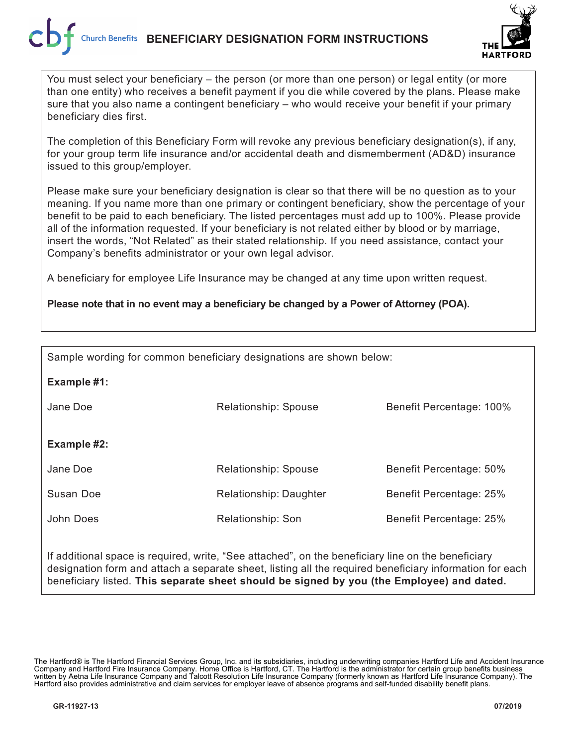# BENEFICIARY DESIGNATION FORM INSTRUCTIONS

You must select your beneficiary – the person (or more than one person) or legal entity (or more than one entity) who receives a benefit payment if you die while covered by the plans. Please make sure that you also name a contingent beneficiary – who would receive your benefit if your primary beneficiary dies first.

The completion of this Beneficiary Form will revoke any previous beneficiary designation(s), if any, for your group term life insurance and/or accidental death and dismemberment (AD&D) insurance issued to this group/employer.

Please make sure your beneficiary designation is clear so that there will be no question as to your meaning. If you name more than one primary or contingent beneficiary, show the percentage of your benefit to be paid to each beneficiary. The listed percentages must add up to 100%. Please provide all of the information requested. If your beneficiary is not related either by blood or by marriage, insert the words, "Not Related" as their stated relationship. If you need assistance, contact your Company's benefits administrator or your own legal advisor.

A beneficiary for employee Life Insurance may be changed at any time upon written request.

**Please note that in no event may a beneficiary be changed by a Power of Attorney (POA).**

Sample wording for common beneficiary designations are shown below:

**Example #1:**

| | | |
|---|---|---|
| Jane Doe | Relationship: Spouse | Benefit Percentage: 100% |

**Example #2:**

| | | |
|---|---|---|
| Jane Doe | Relationship: Spouse | Benefit Percentage: 50% |
| Susan Doe | Relationship: Daughter | Benefit Percentage: 25% |
| John Does | Relationship: Son | Benefit Percentage: 25% |

If additional space is required, write, "See attached", on the beneficiary line on the beneficiary designation form and attach a separate sheet, listing all the required beneficiary information for each beneficiary listed. **This separate sheet should be signed by you (the Employee) and dated.**

The Hartford® is The Hartford Financial Services Group, Inc. and its subsidiaries, including underwriting companies Hartford Life and Accident Insurance Company and Hartford Fire Insurance Company. Home Office is Hartford, CT. The Hartford is the administrator for certain group benefits business written by Aetna Life Insurance Company and Talcott Resolution Life Insurance Company (formerly known as Hartford Life Insurance Company). The Hartford also provides administrative and claim services for employer leave of absence programs and self-funded disability benefit plans.

GR-11927-13 07/2019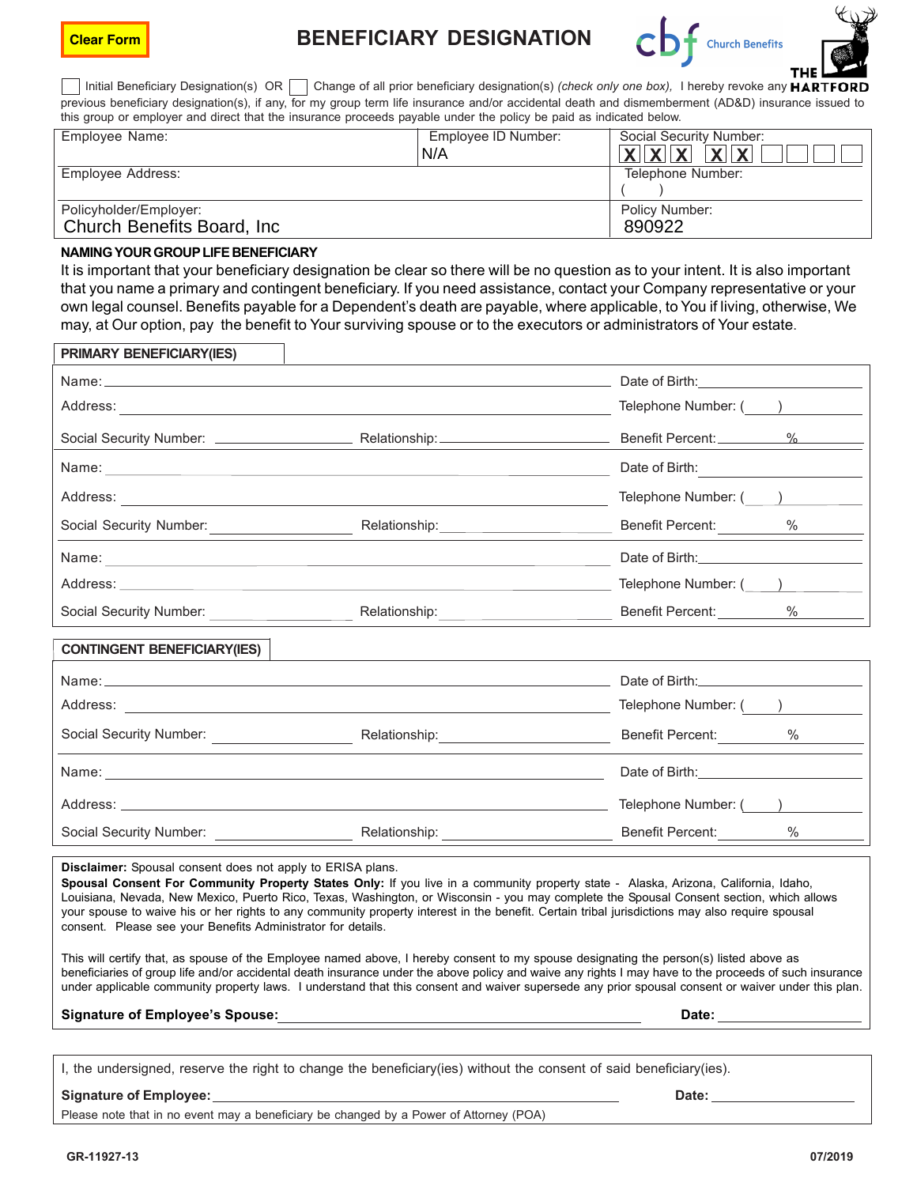Clear Form

# BENEFICIARY DESIGNATION

cbf Church Benefits

THE HARTFORD

☐ Initial Beneficiary Designation(s) OR ☐ Change of all prior beneficiary designation(s) *(check only one box)*, I hereby revoke any previous beneficiary designation(s), if any, for my group term life insurance and/or accidental death and dismemberment (AD&D) insurance issued to this group or employer and direct that the insurance proceeds payable under the policy be paid as indicated below.

| | | |
|---|---|---|
| Employee Name: | Employee ID Number: N/A | Social Security Number: X X X X X _ _ _ _ |
| Employee Address: | | Telephone Number: ( ) |
| Policyholder/Employer: Church Benefits Board, Inc | | Policy Number: 890922 |

**NAMING YOUR GROUP LIFE BENEFICIARY**

It is important that your beneficiary designation be clear so there will be no question as to your intent. It is also important that you name a primary and contingent beneficiary. If you need assistance, contact your Company representative or your own legal counsel. Benefits payable for a Dependent's death are payable, where applicable, to You if living, otherwise, We may, at Our option, pay the benefit to Your surviving spouse or to the executors or administrators of Your estate.

**PRIMARY BENEFICIARY(IES)**

Name: ______________________ Date of Birth: ______________
Address: ______________________ Telephone Number: (___) ______
Social Security Number: __________ Relationship: __________ Benefit Percent: ______%

Name: ______________________ Date of Birth: ______________
Address: ______________________ Telephone Number: (___) ______
Social Security Number: __________ Relationship: __________ Benefit Percent: ______%

Name: ______________________ Date of Birth: ______________
Address: ______________________ Telephone Number: (___) ______
Social Security Number: __________ Relationship: __________ Benefit Percent: ______%

**CONTINGENT BENEFICIARY(IES)**

Name: ______________________ Date of Birth: ______________
Address: ______________________ Telephone Number: (___) ______
Social Security Number: __________ Relationship: __________ Benefit Percent: ______%

Name: ______________________ Date of Birth: ______________
Address: ______________________ Telephone Number: (___) ______
Social Security Number: __________ Relationship: __________ Benefit Percent: ______%

**Disclaimer:** Spousal consent does not apply to ERISA plans.
**Spousal Consent For Community Property States Only:** If you live in a community property state - Alaska, Arizona, California, Idaho, Louisiana, Nevada, New Mexico, Puerto Rico, Texas, Washington, or Wisconsin - you may complete the Spousal Consent section, which allows your spouse to waive his or her rights to any community property interest in the benefit. Certain tribal jurisdictions may also require spousal consent. Please see your Benefits Administrator for details.

This will certify that, as spouse of the Employee named above, I hereby consent to my spouse designating the person(s) listed above as beneficiaries of group life and/or accidental death insurance under the above policy and waive any rights I may have to the proceeds of such insurance under applicable community property laws. I understand that this consent and waiver supersede any prior spousal consent or waiver under this plan.

**Signature of Employee's Spouse:** ______________________ **Date:** __________

I, the undersigned, reserve the right to change the beneficiary(ies) without the consent of said beneficiary(ies).

**Signature of Employee:** ______________________ **Date:** __________

Please note that in no event may a beneficiary be changed by a Power of Attorney (POA)

**GR-11927-13** **07/2019**